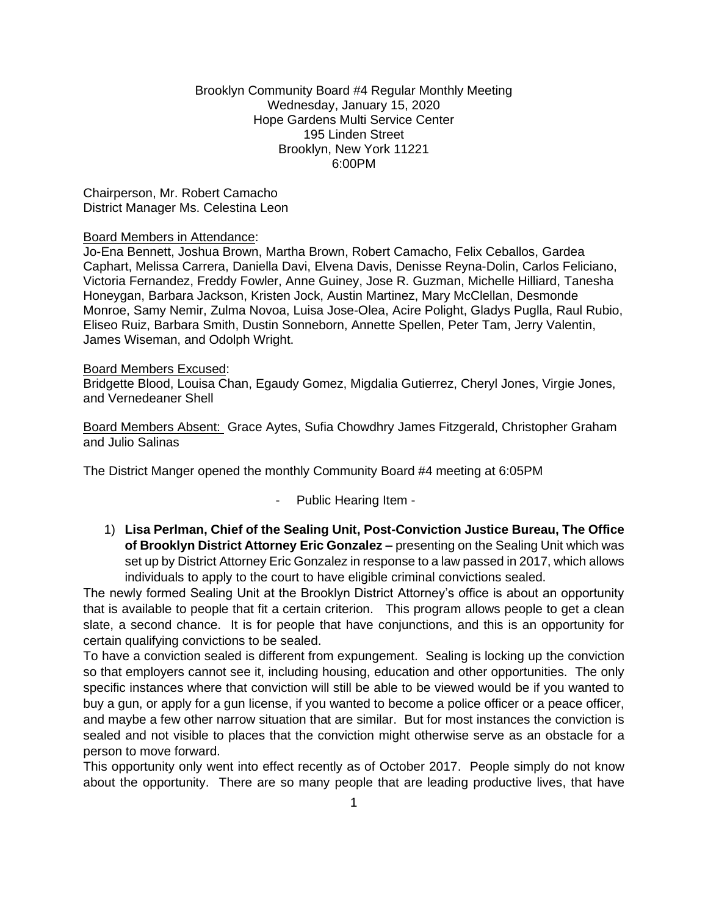Brooklyn Community Board #4 Regular Monthly Meeting
Wednesday, January 15, 2020
Hope Gardens Multi Service Center
195 Linden Street
Brooklyn, New York 11221
6:00PM

Chairperson, Mr. Robert Camacho
District Manager Ms. Celestina Leon

Board Members in Attendance:
Jo-Ena Bennett, Joshua Brown, Martha Brown, Robert Camacho, Felix Ceballos, Gardea Caphart, Melissa Carrera, Daniella Davi, Elvena Davis, Denisse Reyna-Dolin, Carlos Feliciano, Victoria Fernandez, Freddy Fowler, Anne Guiney, Jose R. Guzman, Michelle Hilliard, Tanesha Honeygan, Barbara Jackson, Kristen Jock, Austin Martinez, Mary McClellan, Desmonde Monroe, Samy Nemir, Zulma Novoa, Luisa Jose-Olea, Acire Polight, Gladys Puglla, Raul Rubio, Eliseo Ruiz, Barbara Smith, Dustin Sonneborn, Annette Spellen, Peter Tam, Jerry Valentin, James Wiseman, and Odolph Wright.

Board Members Excused:
Bridgette Blood, Louisa Chan, Egaudy Gomez, Migdalia Gutierrez, Cheryl Jones, Virgie Jones, and Vernedeaner Shell

Board Members Absent: Grace Aytes, Sufia Chowdhry James Fitzgerald, Christopher Graham and Julio Salinas

The District Manger opened the monthly Community Board #4 meeting at 6:05PM

- Public Hearing Item -

1) **Lisa Perlman, Chief of the Sealing Unit, Post-Conviction Justice Bureau, The Office of Brooklyn District Attorney Eric Gonzalez –** presenting on the Sealing Unit which was set up by District Attorney Eric Gonzalez in response to a law passed in 2017, which allows individuals to apply to the court to have eligible criminal convictions sealed.

The newly formed Sealing Unit at the Brooklyn District Attorney's office is about an opportunity that is available to people that fit a certain criterion. This program allows people to get a clean slate, a second chance. It is for people that have conjunctions, and this is an opportunity for certain qualifying convictions to be sealed.

To have a conviction sealed is different from expungement. Sealing is locking up the conviction so that employers cannot see it, including housing, education and other opportunities. The only specific instances where that conviction will still be able to be viewed would be if you wanted to buy a gun, or apply for a gun license, if you wanted to become a police officer or a peace officer, and maybe a few other narrow situation that are similar. But for most instances the conviction is sealed and not visible to places that the conviction might otherwise serve as an obstacle for a person to move forward.

This opportunity only went into effect recently as of October 2017. People simply do not know about the opportunity. There are so many people that are leading productive lives, that have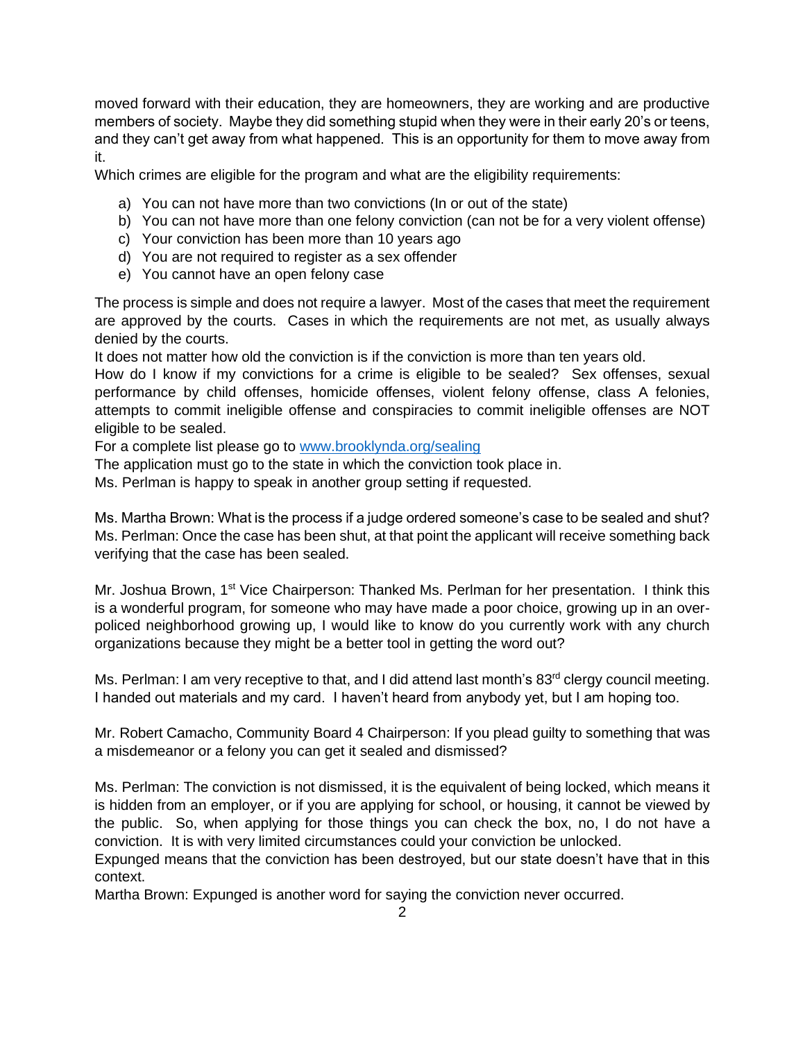moved forward with their education, they are homeowners, they are working and are productive members of society. Maybe they did something stupid when they were in their early 20's or teens, and they can't get away from what happened. This is an opportunity for them to move away from it.

Which crimes are eligible for the program and what are the eligibility requirements:

a) You can not have more than two convictions (In or out of the state)
b) You can not have more than one felony conviction (can not be for a very violent offense)
c) Your conviction has been more than 10 years ago
d) You are not required to register as a sex offender
e) You cannot have an open felony case

The process is simple and does not require a lawyer. Most of the cases that meet the requirement are approved by the courts. Cases in which the requirements are not met, as usually always denied by the courts.

It does not matter how old the conviction is if the conviction is more than ten years old.

How do I know if my convictions for a crime is eligible to be sealed? Sex offenses, sexual performance by child offenses, homicide offenses, violent felony offense, class A felonies, attempts to commit ineligible offense and conspiracies to commit ineligible offenses are NOT eligible to be sealed.

For a complete list please go to [www.brooklynda.org/sealing](http://www.brooklynda.org/sealing)

The application must go to the state in which the conviction took place in.

Ms. Perlman is happy to speak in another group setting if requested.

Ms. Martha Brown: What is the process if a judge ordered someone's case to be sealed and shut?
Ms. Perlman: Once the case has been shut, at that point the applicant will receive something back verifying that the case has been sealed.

Mr. Joshua Brown, 1st Vice Chairperson: Thanked Ms. Perlman for her presentation. I think this is a wonderful program, for someone who may have made a poor choice, growing up in an over-policed neighborhood growing up, I would like to know do you currently work with any church organizations because they might be a better tool in getting the word out?

Ms. Perlman: I am very receptive to that, and I did attend last month's 83rd clergy council meeting. I handed out materials and my card. I haven't heard from anybody yet, but I am hoping too.

Mr. Robert Camacho, Community Board 4 Chairperson: If you plead guilty to something that was a misdemeanor or a felony you can get it sealed and dismissed?

Ms. Perlman: The conviction is not dismissed, it is the equivalent of being locked, which means it is hidden from an employer, or if you are applying for school, or housing, it cannot be viewed by the public. So, when applying for those things you can check the box, no, I do not have a conviction. It is with very limited circumstances could your conviction be unlocked.

Expunged means that the conviction has been destroyed, but our state doesn't have that in this context.

Martha Brown: Expunged is another word for saying the conviction never occurred.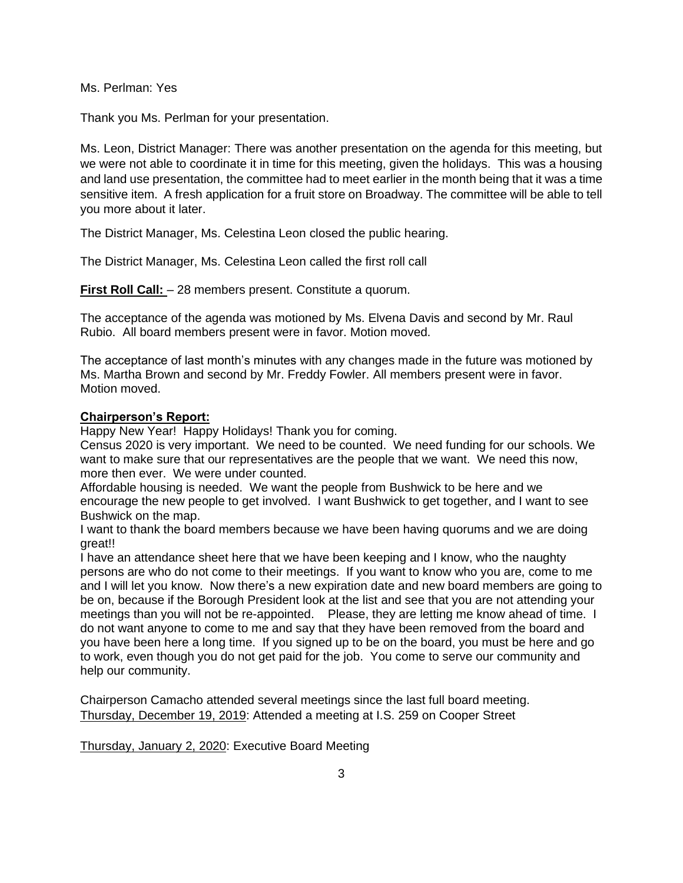Ms. Perlman: Yes

Thank you Ms. Perlman for your presentation.

Ms. Leon, District Manager: There was another presentation on the agenda for this meeting, but we were not able to coordinate it in time for this meeting, given the holidays. This was a housing and land use presentation, the committee had to meet earlier in the month being that it was a time sensitive item. A fresh application for a fruit store on Broadway. The committee will be able to tell you more about it later.

The District Manager, Ms. Celestina Leon closed the public hearing.

The District Manager, Ms. Celestina Leon called the first roll call

**First Roll Call:** – 28 members present. Constitute a quorum.

The acceptance of the agenda was motioned by Ms. Elvena Davis and second by Mr. Raul Rubio. All board members present were in favor. Motion moved.

The acceptance of last month's minutes with any changes made in the future was motioned by Ms. Martha Brown and second by Mr. Freddy Fowler. All members present were in favor. Motion moved.

**Chairperson's Report:**

Happy New Year! Happy Holidays! Thank you for coming.

Census 2020 is very important. We need to be counted. We need funding for our schools. We want to make sure that our representatives are the people that we want. We need this now, more then ever. We were under counted.

Affordable housing is needed. We want the people from Bushwick to be here and we encourage the new people to get involved. I want Bushwick to get together, and I want to see Bushwick on the map.

I want to thank the board members because we have been having quorums and we are doing great!!

I have an attendance sheet here that we have been keeping and I know, who the naughty persons are who do not come to their meetings. If you want to know who you are, come to me and I will let you know. Now there's a new expiration date and new board members are going to be on, because if the Borough President look at the list and see that you are not attending your meetings than you will not be re-appointed. Please, they are letting me know ahead of time. I do not want anyone to come to me and say that they have been removed from the board and you have been here a long time. If you signed up to be on the board, you must be here and go to work, even though you do not get paid for the job. You come to serve our community and help our community.

Chairperson Camacho attended several meetings since the last full board meeting.

Thursday, December 19, 2019: Attended a meeting at I.S. 259 on Cooper Street

Thursday, January 2, 2020: Executive Board Meeting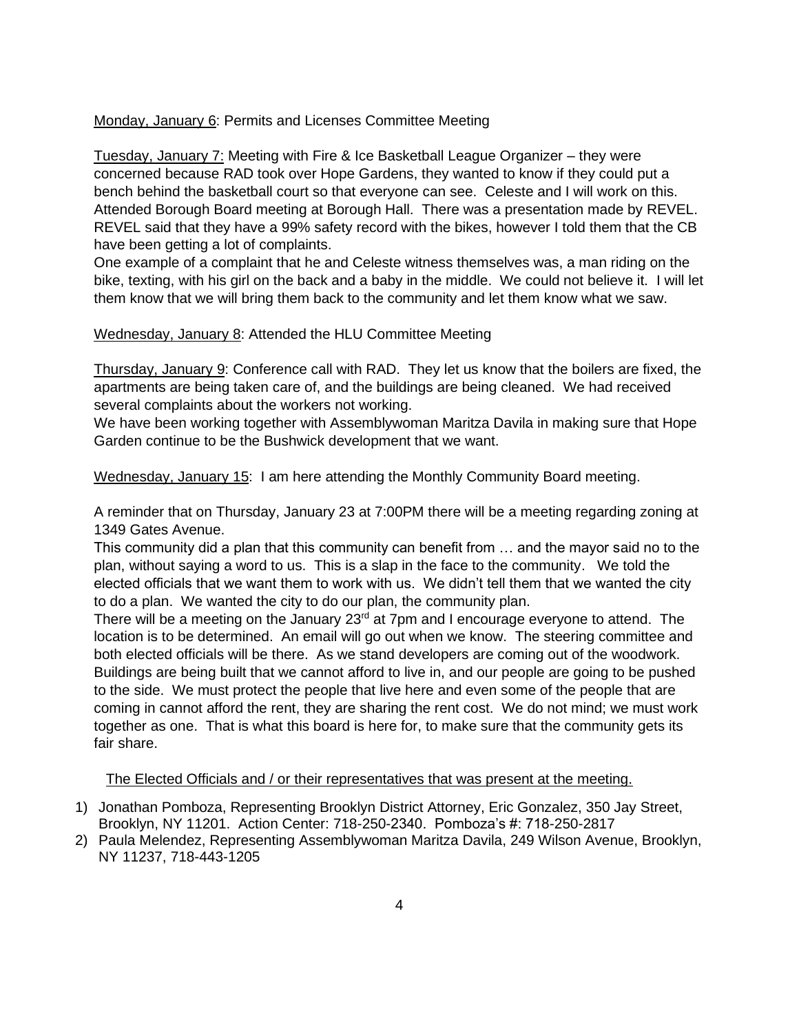Monday, January 6: Permits and Licenses Committee Meeting

Tuesday, January 7: Meeting with Fire & Ice Basketball League Organizer – they were concerned because RAD took over Hope Gardens, they wanted to know if they could put a bench behind the basketball court so that everyone can see. Celeste and I will work on this. Attended Borough Board meeting at Borough Hall. There was a presentation made by REVEL. REVEL said that they have a 99% safety record with the bikes, however I told them that the CB have been getting a lot of complaints.
One example of a complaint that he and Celeste witness themselves was, a man riding on the bike, texting, with his girl on the back and a baby in the middle. We could not believe it. I will let them know that we will bring them back to the community and let them know what we saw.

Wednesday, January 8: Attended the HLU Committee Meeting

Thursday, January 9: Conference call with RAD. They let us know that the boilers are fixed, the apartments are being taken care of, and the buildings are being cleaned. We had received several complaints about the workers not working.
We have been working together with Assemblywoman Maritza Davila in making sure that Hope Garden continue to be the Bushwick development that we want.

Wednesday, January 15: I am here attending the Monthly Community Board meeting.

A reminder that on Thursday, January 23 at 7:00PM there will be a meeting regarding zoning at 1349 Gates Avenue.
This community did a plan that this community can benefit from … and the mayor said no to the plan, without saying a word to us. This is a slap in the face to the community. We told the elected officials that we want them to work with us. We didn't tell them that we wanted the city to do a plan. We wanted the city to do our plan, the community plan.
There will be a meeting on the January 23rd at 7pm and I encourage everyone to attend. The location is to be determined. An email will go out when we know. The steering committee and both elected officials will be there. As we stand developers are coming out of the woodwork. Buildings are being built that we cannot afford to live in, and our people are going to be pushed to the side. We must protect the people that live here and even some of the people that are coming in cannot afford the rent, they are sharing the rent cost. We do not mind; we must work together as one. That is what this board is here for, to make sure that the community gets its fair share.

The Elected Officials and / or their representatives that was present at the meeting.

1) Jonathan Pomboza, Representing Brooklyn District Attorney, Eric Gonzalez, 350 Jay Street, Brooklyn, NY 11201. Action Center: 718-250-2340. Pomboza's #: 718-250-2817
2) Paula Melendez, Representing Assemblywoman Maritza Davila, 249 Wilson Avenue, Brooklyn, NY 11237, 718-443-1205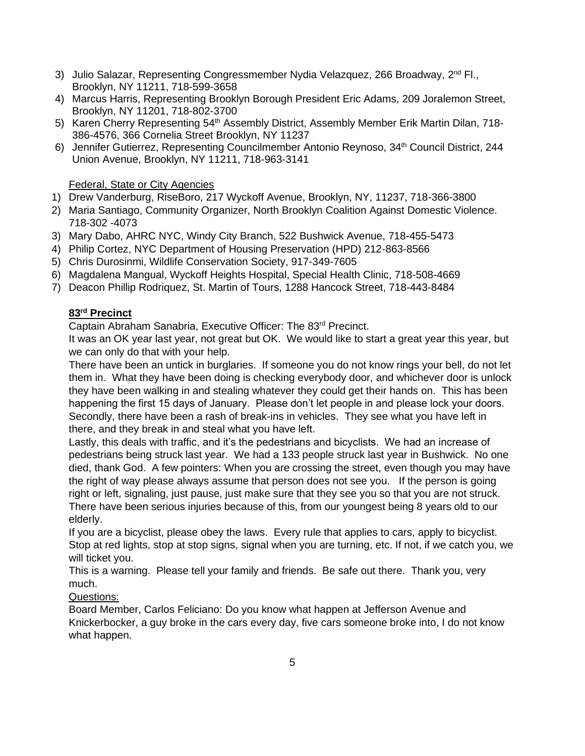3) Julio Salazar, Representing Congressmember Nydia Velazquez, 266 Broadway, 2nd Fl., Brooklyn, NY 11211, 718-599-3658
4) Marcus Harris, Representing Brooklyn Borough President Eric Adams, 209 Joralemon Street, Brooklyn, NY 11201, 718-802-3700
5) Karen Cherry Representing 54th Assembly District, Assembly Member Erik Martin Dilan, 718-386-4576, 366 Cornelia Street Brooklyn, NY 11237
6) Jennifer Gutierrez, Representing Councilmember Antonio Reynoso, 34th Council District, 244 Union Avenue, Brooklyn, NY 11211, 718-963-3141

Federal, State or City Agencies

1) Drew Vanderburg, RiseBoro, 217 Wyckoff Avenue, Brooklyn, NY, 11237, 718-366-3800
2) Maria Santiago, Community Organizer, North Brooklyn Coalition Against Domestic Violence. 718-302 -4073
3) Mary Dabo, AHRC NYC, Windy City Branch, 522 Bushwick Avenue, 718-455-5473
4) Philip Cortez, NYC Department of Housing Preservation (HPD) 212-863-8566
5) Chris Durosinmi, Wildlife Conservation Society, 917-349-7605
6) Magdalena Mangual, Wyckoff Heights Hospital, Special Health Clinic, 718-508-4669
7) Deacon Phillip Rodriquez, St. Martin of Tours, 1288 Hancock Street, 718-443-8484

**83rd Precinct**

Captain Abraham Sanabria, Executive Officer: The 83rd Precinct.

It was an OK year last year, not great but OK. We would like to start a great year this year, but we can only do that with your help.

There have been an untick in burglaries. If someone you do not know rings your bell, do not let them in. What they have been doing is checking everybody door, and whichever door is unlock they have been walking in and stealing whatever they could get their hands on. This has been happening the first 15 days of January. Please don't let people in and please lock your doors. Secondly, there have been a rash of break-ins in vehicles. They see what you have left in there, and they break in and steal what you have left.

Lastly, this deals with traffic, and it's the pedestrians and bicyclists. We had an increase of pedestrians being struck last year. We had a 133 people struck last year in Bushwick. No one died, thank God. A few pointers: When you are crossing the street, even though you may have the right of way please always assume that person does not see you. If the person is going right or left, signaling, just pause, just make sure that they see you so that you are not struck. There have been serious injuries because of this, from our youngest being 8 years old to our elderly.

If you are a bicyclist, please obey the laws. Every rule that applies to cars, apply to bicyclist. Stop at red lights, stop at stop signs, signal when you are turning, etc. If not, if we catch you, we will ticket you.

This is a warning. Please tell your family and friends. Be safe out there. Thank you, very much.

Questions:

Board Member, Carlos Feliciano: Do you know what happen at Jefferson Avenue and Knickerbocker, a guy broke in the cars every day, five cars someone broke into, I do not know what happen.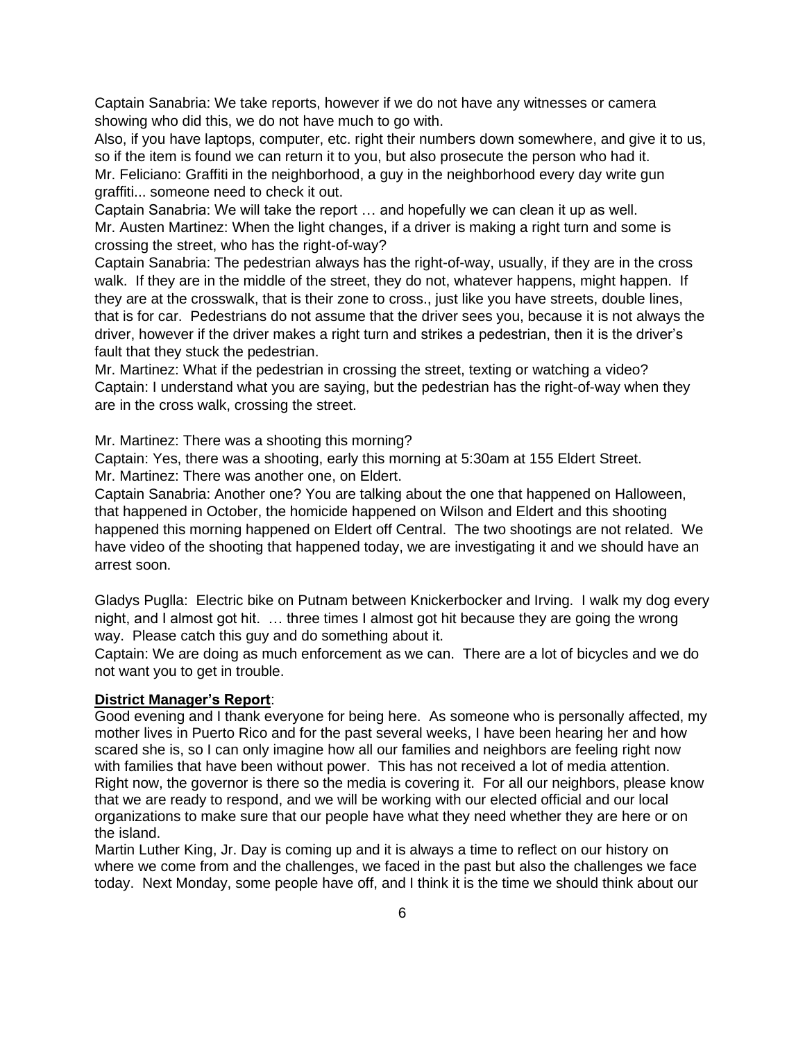Captain Sanabria: We take reports, however if we do not have any witnesses or camera showing who did this, we do not have much to go with.

Also, if you have laptops, computer, etc. right their numbers down somewhere, and give it to us, so if the item is found we can return it to you, but also prosecute the person who had it.

Mr. Feliciano: Graffiti in the neighborhood, a guy in the neighborhood every day write gun graffiti... someone need to check it out.

Captain Sanabria: We will take the report … and hopefully we can clean it up as well.

Mr. Austen Martinez: When the light changes, if a driver is making a right turn and some is crossing the street, who has the right-of-way?

Captain Sanabria: The pedestrian always has the right-of-way, usually, if they are in the cross walk. If they are in the middle of the street, they do not, whatever happens, might happen. If they are at the crosswalk, that is their zone to cross., just like you have streets, double lines, that is for car. Pedestrians do not assume that the driver sees you, because it is not always the driver, however if the driver makes a right turn and strikes a pedestrian, then it is the driver's fault that they stuck the pedestrian.

Mr. Martinez: What if the pedestrian in crossing the street, texting or watching a video?

Captain: I understand what you are saying, but the pedestrian has the right-of-way when they are in the cross walk, crossing the street.

Mr. Martinez: There was a shooting this morning?

Captain: Yes, there was a shooting, early this morning at 5:30am at 155 Eldert Street.

Mr. Martinez: There was another one, on Eldert.

Captain Sanabria: Another one? You are talking about the one that happened on Halloween, that happened in October, the homicide happened on Wilson and Eldert and this shooting happened this morning happened on Eldert off Central. The two shootings are not related. We have video of the shooting that happened today, we are investigating it and we should have an arrest soon.

Gladys Puglla: Electric bike on Putnam between Knickerbocker and Irving. I walk my dog every night, and I almost got hit. … three times I almost got hit because they are going the wrong way. Please catch this guy and do something about it.

Captain: We are doing as much enforcement as we can. There are a lot of bicycles and we do not want you to get in trouble.

**District Manager's Report**:

Good evening and I thank everyone for being here. As someone who is personally affected, my mother lives in Puerto Rico and for the past several weeks, I have been hearing her and how scared she is, so I can only imagine how all our families and neighbors are feeling right now with families that have been without power. This has not received a lot of media attention. Right now, the governor is there so the media is covering it. For all our neighbors, please know that we are ready to respond, and we will be working with our elected official and our local organizations to make sure that our people have what they need whether they are here or on the island.

Martin Luther King, Jr. Day is coming up and it is always a time to reflect on our history on where we come from and the challenges, we faced in the past but also the challenges we face today. Next Monday, some people have off, and I think it is the time we should think about our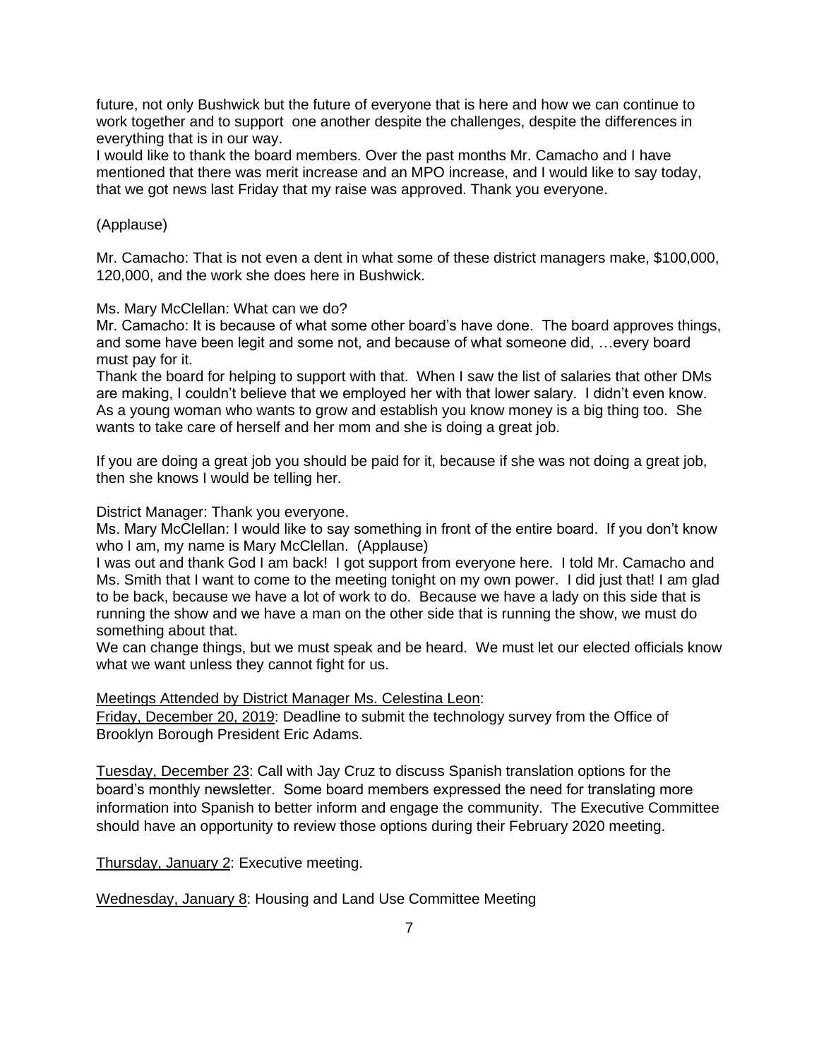future, not only Bushwick but the future of everyone that is here and how we can continue to work together and to support one another despite the challenges, despite the differences in everything that is in our way.

I would like to thank the board members. Over the past months Mr. Camacho and I have mentioned that there was merit increase and an MPO increase, and I would like to say today, that we got news last Friday that my raise was approved. Thank you everyone.

(Applause)

Mr. Camacho: That is not even a dent in what some of these district managers make, $100,000, 120,000, and the work she does here in Bushwick.

Ms. Mary McClellan: What can we do?

Mr. Camacho: It is because of what some other board's have done. The board approves things, and some have been legit and some not, and because of what someone did, …every board must pay for it.

Thank the board for helping to support with that. When I saw the list of salaries that other DMs are making, I couldn't believe that we employed her with that lower salary. I didn't even know. As a young woman who wants to grow and establish you know money is a big thing too. She wants to take care of herself and her mom and she is doing a great job.

If you are doing a great job you should be paid for it, because if she was not doing a great job, then she knows I would be telling her.

District Manager: Thank you everyone.

Ms. Mary McClellan: I would like to say something in front of the entire board. If you don't know who I am, my name is Mary McClellan. (Applause)

I was out and thank God I am back! I got support from everyone here. I told Mr. Camacho and Ms. Smith that I want to come to the meeting tonight on my own power. I did just that! I am glad to be back, because we have a lot of work to do. Because we have a lady on this side that is running the show and we have a man on the other side that is running the show, we must do something about that.

We can change things, but we must speak and be heard. We must let our elected officials know what we want unless they cannot fight for us.

<u>Meetings Attended by District Manager Ms. Celestina Leon</u>:

<u>Friday, December 20, 2019</u>: Deadline to submit the technology survey from the Office of Brooklyn Borough President Eric Adams.

<u>Tuesday, December 23</u>: Call with Jay Cruz to discuss Spanish translation options for the board's monthly newsletter. Some board members expressed the need for translating more information into Spanish to better inform and engage the community. The Executive Committee should have an opportunity to review those options during their February 2020 meeting.

<u>Thursday, January 2</u>: Executive meeting.

<u>Wednesday, January 8</u>: Housing and Land Use Committee Meeting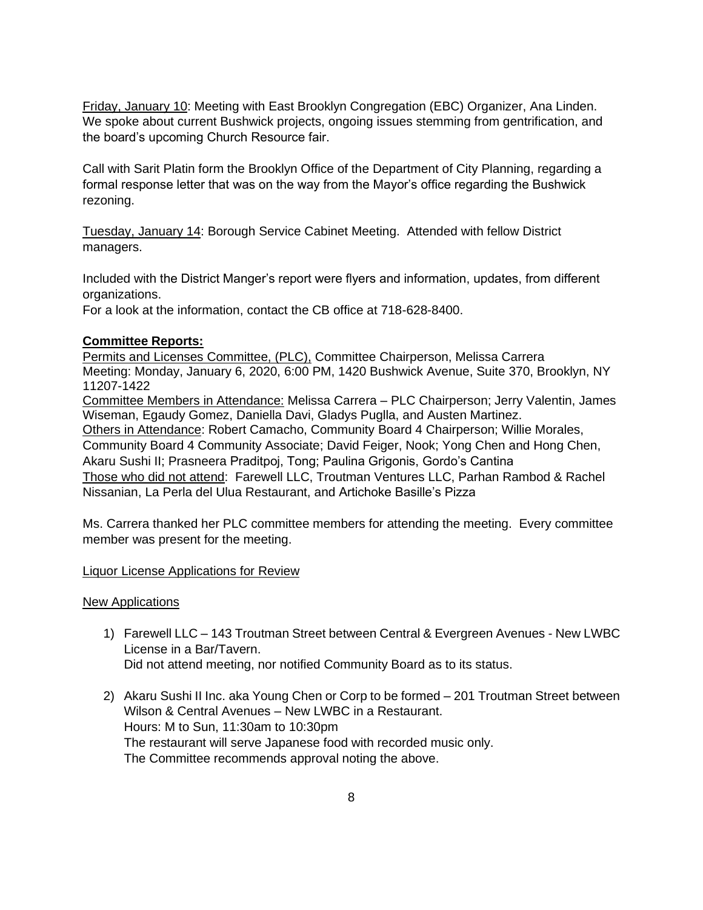Friday, January 10: Meeting with East Brooklyn Congregation (EBC) Organizer, Ana Linden. We spoke about current Bushwick projects, ongoing issues stemming from gentrification, and the board's upcoming Church Resource fair.

Call with Sarit Platin form the Brooklyn Office of the Department of City Planning, regarding a formal response letter that was on the way from the Mayor's office regarding the Bushwick rezoning.

Tuesday, January 14: Borough Service Cabinet Meeting. Attended with fellow District managers.

Included with the District Manger's report were flyers and information, updates, from different organizations.
For a look at the information, contact the CB office at 718-628-8400.

**Committee Reports:**

Permits and Licenses Committee, (PLC), Committee Chairperson, Melissa Carrera
Meeting: Monday, January 6, 2020, 6:00 PM, 1420 Bushwick Avenue, Suite 370, Brooklyn, NY 11207-1422
Committee Members in Attendance: Melissa Carrera – PLC Chairperson; Jerry Valentin, James Wiseman, Egaudy Gomez, Daniella Davi, Gladys Puglla, and Austen Martinez.
Others in Attendance: Robert Camacho, Community Board 4 Chairperson; Willie Morales, Community Board 4 Community Associate; David Feiger, Nook; Yong Chen and Hong Chen, Akaru Sushi II; Prasneera Praditpoj, Tong; Paulina Grigonis, Gordo's Cantina
Those who did not attend: Farewell LLC, Troutman Ventures LLC, Parhan Rambod & Rachel Nissanian, La Perla del Ulua Restaurant, and Artichoke Basille's Pizza

Ms. Carrera thanked her PLC committee members for attending the meeting. Every committee member was present for the meeting.

Liquor License Applications for Review

New Applications

1) Farewell LLC – 143 Troutman Street between Central & Evergreen Avenues - New LWBC License in a Bar/Tavern.
   Did not attend meeting, nor notified Community Board as to its status.

2) Akaru Sushi II Inc. aka Young Chen or Corp to be formed – 201 Troutman Street between Wilson & Central Avenues – New LWBC in a Restaurant.
   Hours: M to Sun, 11:30am to 10:30pm
   The restaurant will serve Japanese food with recorded music only.
   The Committee recommends approval noting the above.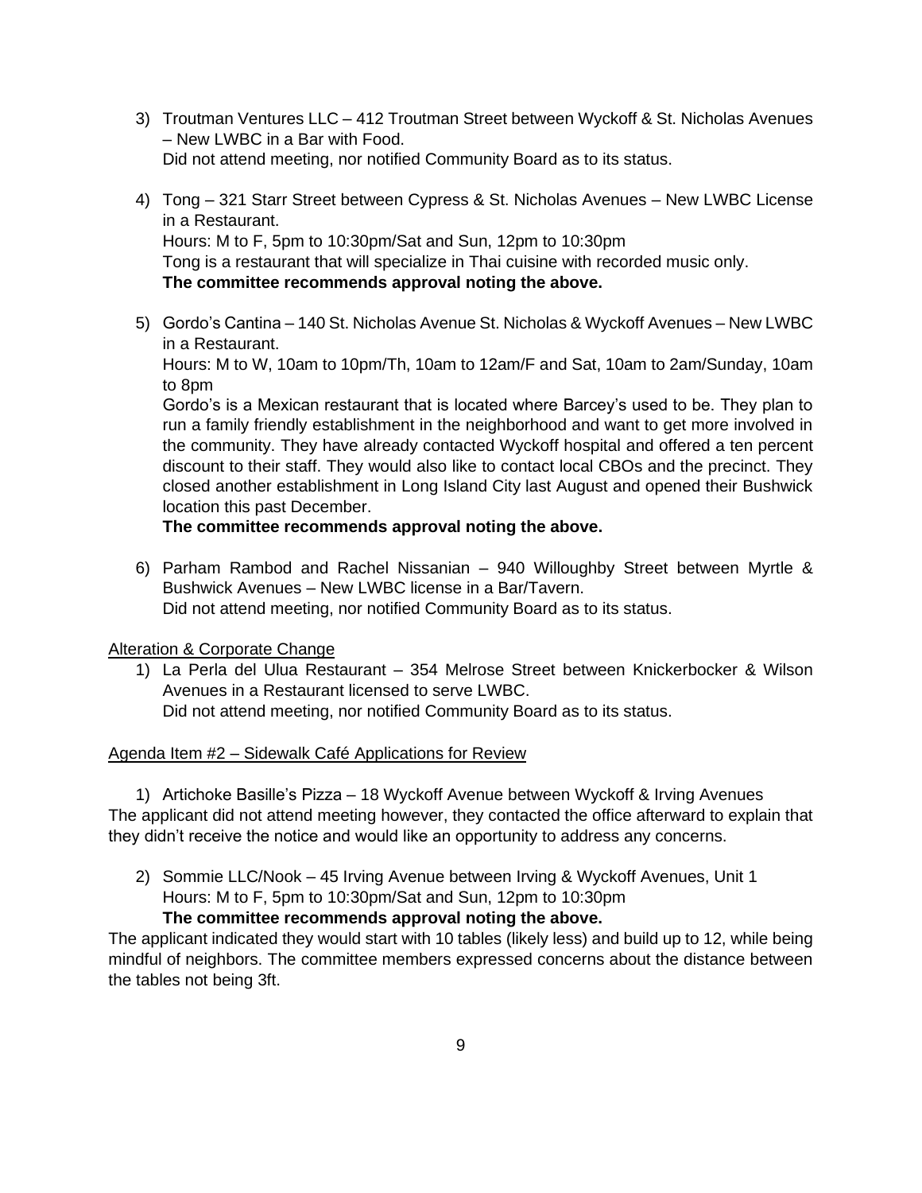3) Troutman Ventures LLC – 412 Troutman Street between Wyckoff & St. Nicholas Avenues – New LWBC in a Bar with Food.
   Did not attend meeting, nor notified Community Board as to its status.

4) Tong – 321 Starr Street between Cypress & St. Nicholas Avenues – New LWBC License in a Restaurant.
   Hours: M to F, 5pm to 10:30pm/Sat and Sun, 12pm to 10:30pm
   Tong is a restaurant that will specialize in Thai cuisine with recorded music only.
   **The committee recommends approval noting the above.**

5) Gordo's Cantina – 140 St. Nicholas Avenue St. Nicholas & Wyckoff Avenues – New LWBC in a Restaurant.
   Hours: M to W, 10am to 10pm/Th, 10am to 12am/F and Sat, 10am to 2am/Sunday, 10am to 8pm
   Gordo's is a Mexican restaurant that is located where Barcey's used to be. They plan to run a family friendly establishment in the neighborhood and want to get more involved in the community. They have already contacted Wyckoff hospital and offered a ten percent discount to their staff. They would also like to contact local CBOs and the precinct. They closed another establishment in Long Island City last August and opened their Bushwick location this past December.
   **The committee recommends approval noting the above.**

6) Parham Rambod and Rachel Nissanian – 940 Willoughby Street between Myrtle & Bushwick Avenues – New LWBC license in a Bar/Tavern.
   Did not attend meeting, nor notified Community Board as to its status.

Alteration & Corporate Change

1) La Perla del Ulua Restaurant – 354 Melrose Street between Knickerbocker & Wilson Avenues in a Restaurant licensed to serve LWBC.
   Did not attend meeting, nor notified Community Board as to its status.

Agenda Item #2 – Sidewalk Café Applications for Review

1) Artichoke Basille's Pizza – 18 Wyckoff Avenue between Wyckoff & Irving Avenues

The applicant did not attend meeting however, they contacted the office afterward to explain that they didn't receive the notice and would like an opportunity to address any concerns.

2) Sommie LLC/Nook – 45 Irving Avenue between Irving & Wyckoff Avenues, Unit 1
   Hours: M to F, 5pm to 10:30pm/Sat and Sun, 12pm to 10:30pm
   **The committee recommends approval noting the above.**

The applicant indicated they would start with 10 tables (likely less) and build up to 12, while being mindful of neighbors. The committee members expressed concerns about the distance between the tables not being 3ft.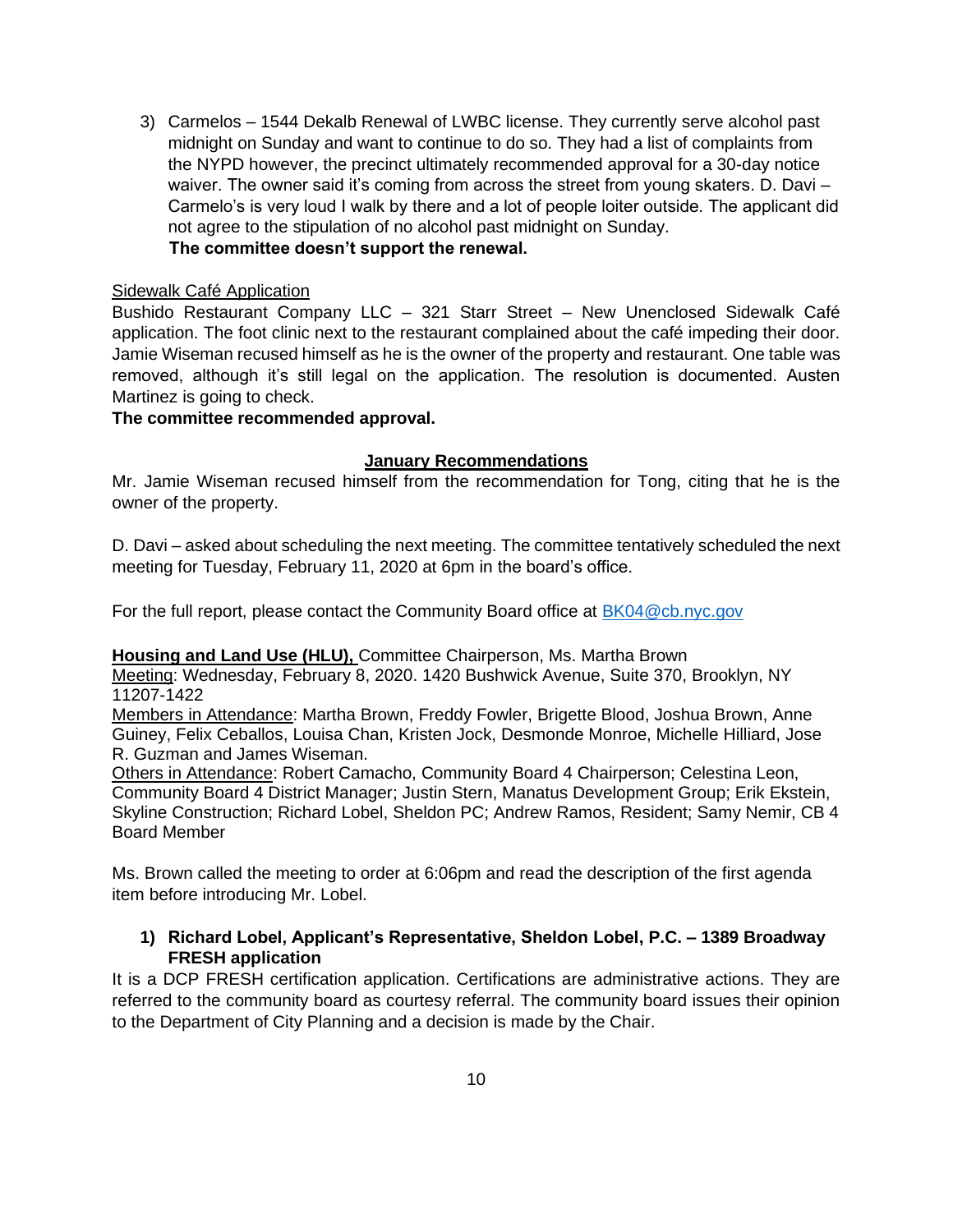3) Carmelos – 1544 Dekalb Renewal of LWBC license. They currently serve alcohol past midnight on Sunday and want to continue to do so. They had a list of complaints from the NYPD however, the precinct ultimately recommended approval for a 30-day notice waiver. The owner said it's coming from across the street from young skaters. D. Davi – Carmelo's is very loud I walk by there and a lot of people loiter outside. The applicant did not agree to the stipulation of no alcohol past midnight on Sunday.
   **The committee doesn't support the renewal.**

Sidewalk Café Application

Bushido Restaurant Company LLC – 321 Starr Street – New Unenclosed Sidewalk Café application. The foot clinic next to the restaurant complained about the café impeding their door. Jamie Wiseman recused himself as he is the owner of the property and restaurant. One table was removed, although it's still legal on the application. The resolution is documented. Austen Martinez is going to check.

**The committee recommended approval.**

**January Recommendations**

Mr. Jamie Wiseman recused himself from the recommendation for Tong, citing that he is the owner of the property.

D. Davi – asked about scheduling the next meeting. The committee tentatively scheduled the next meeting for Tuesday, February 11, 2020 at 6pm in the board's office.

For the full report, please contact the Community Board office at BK04@cb.nyc.gov

**Housing and Land Use (HLU),** Committee Chairperson, Ms. Martha Brown

Meeting: Wednesday, February 8, 2020. 1420 Bushwick Avenue, Suite 370, Brooklyn, NY 11207-1422

Members in Attendance: Martha Brown, Freddy Fowler, Brigette Blood, Joshua Brown, Anne Guiney, Felix Ceballos, Louisa Chan, Kristen Jock, Desmonde Monroe, Michelle Hilliard, Jose R. Guzman and James Wiseman.

Others in Attendance: Robert Camacho, Community Board 4 Chairperson; Celestina Leon, Community Board 4 District Manager; Justin Stern, Manatus Development Group; Erik Ekstein, Skyline Construction; Richard Lobel, Sheldon PC; Andrew Ramos, Resident; Samy Nemir, CB 4 Board Member

Ms. Brown called the meeting to order at 6:06pm and read the description of the first agenda item before introducing Mr. Lobel.

1) **Richard Lobel, Applicant's Representative, Sheldon Lobel, P.C. – 1389 Broadway FRESH application**

It is a DCP FRESH certification application. Certifications are administrative actions. They are referred to the community board as courtesy referral. The community board issues their opinion to the Department of City Planning and a decision is made by the Chair.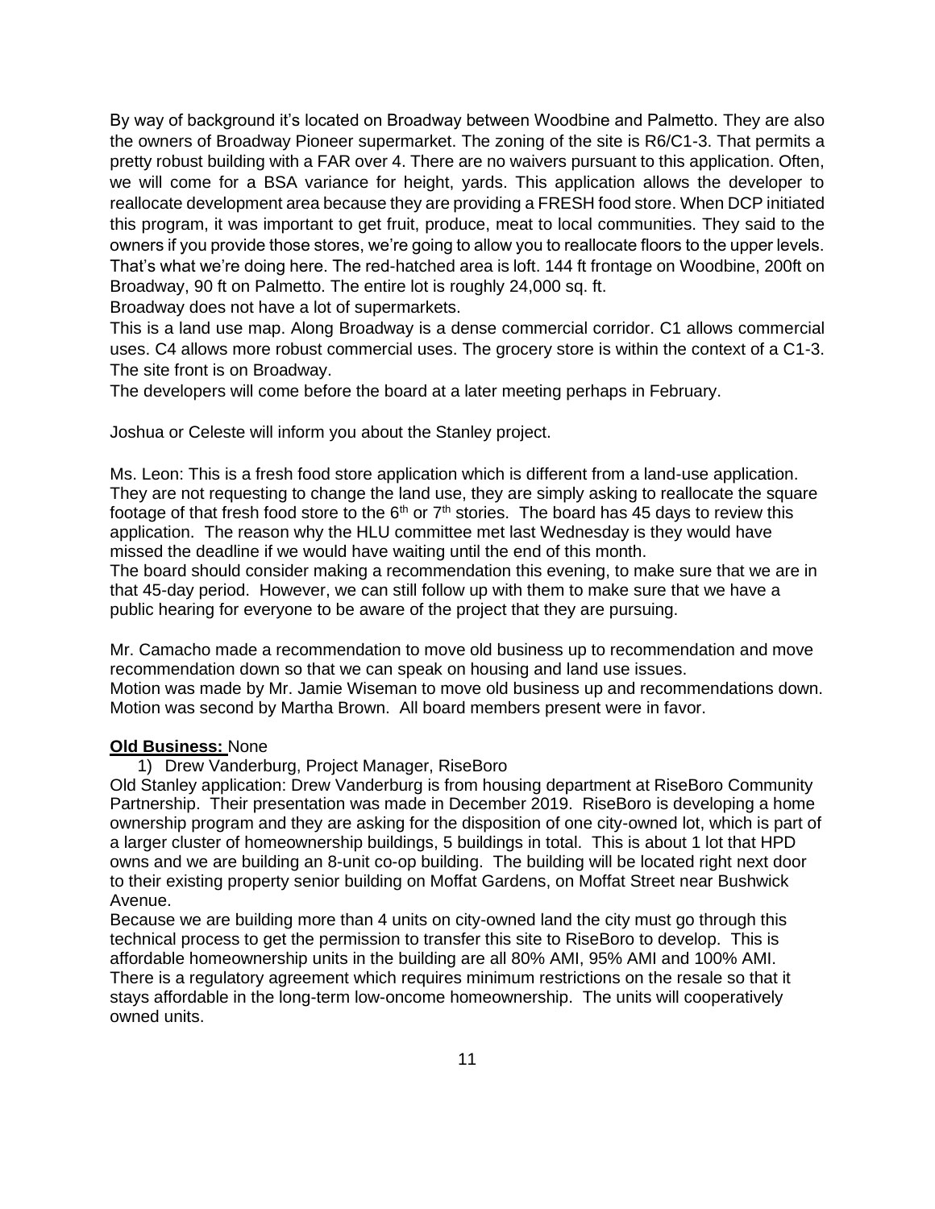By way of background it's located on Broadway between Woodbine and Palmetto. They are also the owners of Broadway Pioneer supermarket. The zoning of the site is R6/C1-3. That permits a pretty robust building with a FAR over 4. There are no waivers pursuant to this application. Often, we will come for a BSA variance for height, yards. This application allows the developer to reallocate development area because they are providing a FRESH food store. When DCP initiated this program, it was important to get fruit, produce, meat to local communities. They said to the owners if you provide those stores, we're going to allow you to reallocate floors to the upper levels. That's what we're doing here. The red-hatched area is loft. 144 ft frontage on Woodbine, 200ft on Broadway, 90 ft on Palmetto. The entire lot is roughly 24,000 sq. ft.

Broadway does not have a lot of supermarkets.

This is a land use map. Along Broadway is a dense commercial corridor. C1 allows commercial uses. C4 allows more robust commercial uses. The grocery store is within the context of a C1-3. The site front is on Broadway.

The developers will come before the board at a later meeting perhaps in February.

Joshua or Celeste will inform you about the Stanley project.

Ms. Leon: This is a fresh food store application which is different from a land-use application. They are not requesting to change the land use, they are simply asking to reallocate the square footage of that fresh food store to the 6th or 7th stories. The board has 45 days to review this application. The reason why the HLU committee met last Wednesday is they would have missed the deadline if we would have waiting until the end of this month.

The board should consider making a recommendation this evening, to make sure that we are in that 45-day period. However, we can still follow up with them to make sure that we have a public hearing for everyone to be aware of the project that they are pursuing.

Mr. Camacho made a recommendation to move old business up to recommendation and move recommendation down so that we can speak on housing and land use issues.

Motion was made by Mr. Jamie Wiseman to move old business up and recommendations down. Motion was second by Martha Brown. All board members present were in favor.

**Old Business:** None

1) Drew Vanderburg, Project Manager, RiseBoro

Old Stanley application: Drew Vanderburg is from housing department at RiseBoro Community Partnership. Their presentation was made in December 2019. RiseBoro is developing a home ownership program and they are asking for the disposition of one city-owned lot, which is part of a larger cluster of homeownership buildings, 5 buildings in total. This is about 1 lot that HPD owns and we are building an 8-unit co-op building. The building will be located right next door to their existing property senior building on Moffat Gardens, on Moffat Street near Bushwick Avenue.

Because we are building more than 4 units on city-owned land the city must go through this technical process to get the permission to transfer this site to RiseBoro to develop. This is affordable homeownership units in the building are all 80% AMI, 95% AMI and 100% AMI. There is a regulatory agreement which requires minimum restrictions on the resale so that it stays affordable in the long-term low-oncome homeownership. The units will cooperatively owned units.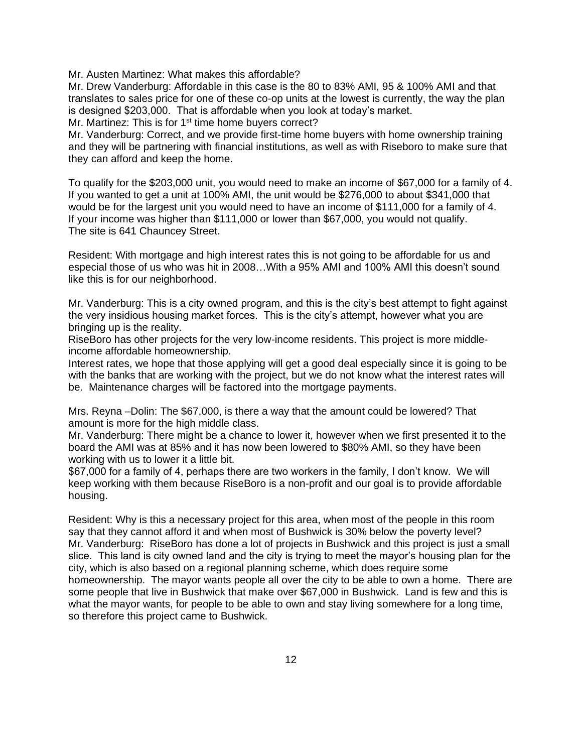Mr. Austen Martinez: What makes this affordable?
Mr. Drew Vanderburg: Affordable in this case is the 80 to 83% AMI, 95 & 100% AMI and that translates to sales price for one of these co-op units at the lowest is currently, the way the plan is designed $203,000. That is affordable when you look at today's market.
Mr. Martinez: This is for 1st time home buyers correct?
Mr. Vanderburg: Correct, and we provide first-time home buyers with home ownership training and they will be partnering with financial institutions, as well as with Riseboro to make sure that they can afford and keep the home.

To qualify for the $203,000 unit, you would need to make an income of $67,000 for a family of 4. If you wanted to get a unit at 100% AMI, the unit would be $276,000 to about $341,000 that would be for the largest unit you would need to have an income of $111,000 for a family of 4. If your income was higher than $111,000 or lower than $67,000, you would not qualify. The site is 641 Chauncey Street.

Resident: With mortgage and high interest rates this is not going to be affordable for us and especial those of us who was hit in 2008…With a 95% AMI and 100% AMI this doesn't sound like this is for our neighborhood.

Mr. Vanderburg: This is a city owned program, and this is the city's best attempt to fight against the very insidious housing market forces. This is the city's attempt, however what you are bringing up is the reality.
RiseBoro has other projects for the very low-income residents. This project is more middle-income affordable homeownership.
Interest rates, we hope that those applying will get a good deal especially since it is going to be with the banks that are working with the project, but we do not know what the interest rates will be. Maintenance charges will be factored into the mortgage payments.

Mrs. Reyna –Dolin: The $67,000, is there a way that the amount could be lowered? That amount is more for the high middle class.
Mr. Vanderburg: There might be a chance to lower it, however when we first presented it to the board the AMI was at 85% and it has now been lowered to $80% AMI, so they have been working with us to lower it a little bit.
$67,000 for a family of 4, perhaps there are two workers in the family, I don't know. We will keep working with them because RiseBoro is a non-profit and our goal is to provide affordable housing.

Resident: Why is this a necessary project for this area, when most of the people in this room say that they cannot afford it and when most of Bushwick is 30% below the poverty level?
Mr. Vanderburg: RiseBoro has done a lot of projects in Bushwick and this project is just a small slice. This land is city owned land and the city is trying to meet the mayor's housing plan for the city, which is also based on a regional planning scheme, which does require some homeownership. The mayor wants people all over the city to be able to own a home. There are some people that live in Bushwick that make over $67,000 in Bushwick. Land is few and this is what the mayor wants, for people to be able to own and stay living somewhere for a long time, so therefore this project came to Bushwick.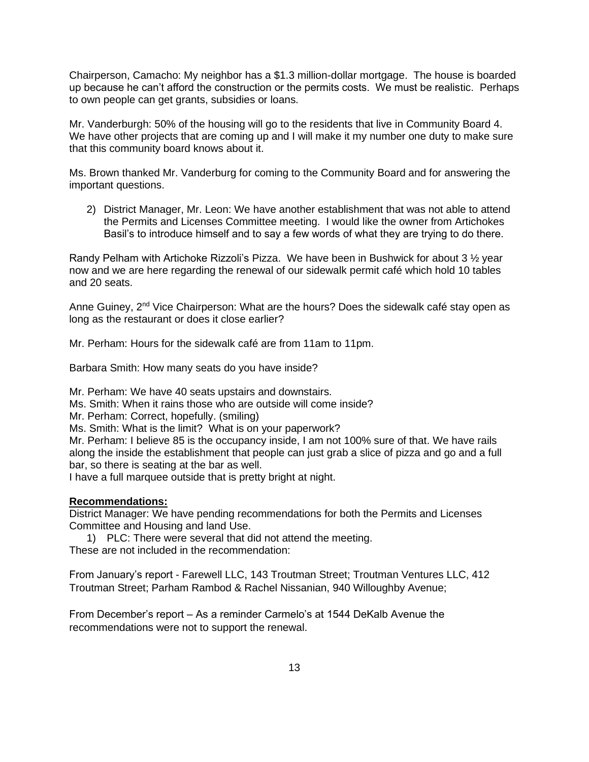Chairperson, Camacho: My neighbor has a $1.3 million-dollar mortgage. The house is boarded up because he can't afford the construction or the permits costs. We must be realistic. Perhaps to own people can get grants, subsidies or loans.

Mr. Vanderburgh: 50% of the housing will go to the residents that live in Community Board 4. We have other projects that are coming up and I will make it my number one duty to make sure that this community board knows about it.

Ms. Brown thanked Mr. Vanderburg for coming to the Community Board and for answering the important questions.

2) District Manager, Mr. Leon: We have another establishment that was not able to attend the Permits and Licenses Committee meeting. I would like the owner from Artichokes Basil's to introduce himself and to say a few words of what they are trying to do there.

Randy Pelham with Artichoke Rizzoli's Pizza. We have been in Bushwick for about 3 ½ year now and we are here regarding the renewal of our sidewalk permit café which hold 10 tables and 20 seats.

Anne Guiney, 2nd Vice Chairperson: What are the hours? Does the sidewalk café stay open as long as the restaurant or does it close earlier?

Mr. Perham: Hours for the sidewalk café are from 11am to 11pm.

Barbara Smith: How many seats do you have inside?

Mr. Perham: We have 40 seats upstairs and downstairs.
Ms. Smith: When it rains those who are outside will come inside?
Mr. Perham: Correct, hopefully. (smiling)
Ms. Smith: What is the limit? What is on your paperwork?
Mr. Perham: I believe 85 is the occupancy inside, I am not 100% sure of that. We have rails along the inside the establishment that people can just grab a slice of pizza and go and a full bar, so there is seating at the bar as well.
I have a full marquee outside that is pretty bright at night.

**Recommendations:**

District Manager: We have pending recommendations for both the Permits and Licenses Committee and Housing and land Use.

1) PLC: There were several that did not attend the meeting.

These are not included in the recommendation:

From January's report - Farewell LLC, 143 Troutman Street; Troutman Ventures LLC, 412 Troutman Street; Parham Rambod & Rachel Nissanian, 940 Willoughby Avenue;

From December's report – As a reminder Carmelo's at 1544 DeKalb Avenue the recommendations were not to support the renewal.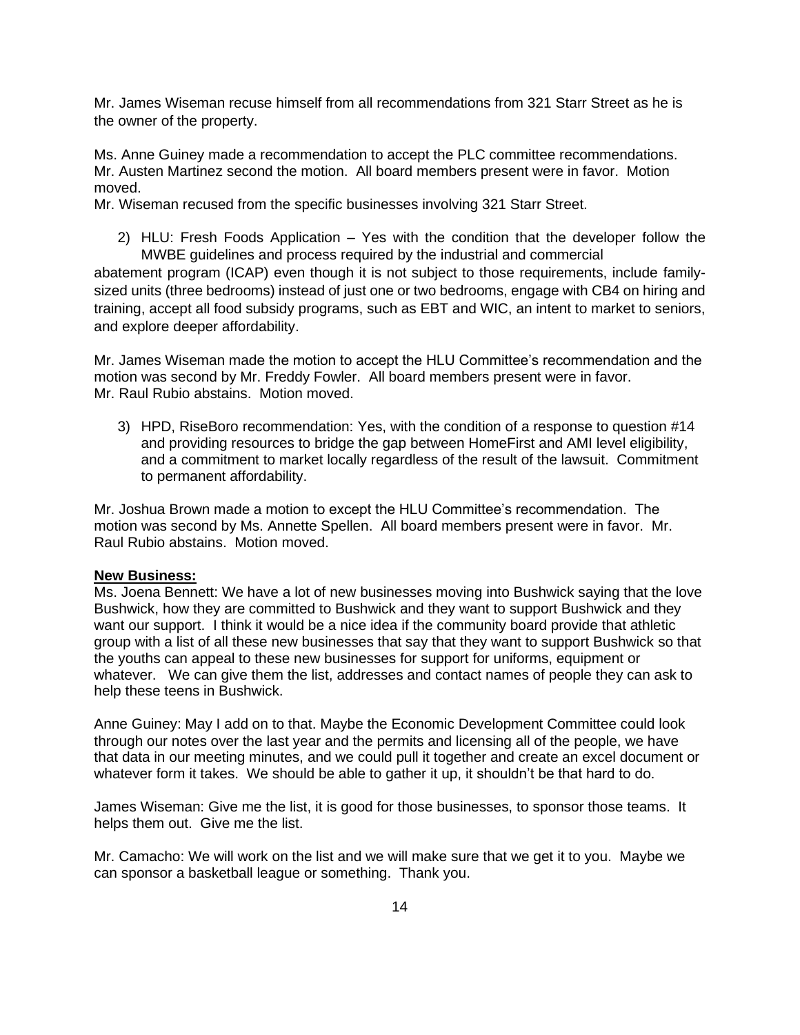Mr. James Wiseman recuse himself from all recommendations from 321 Starr Street as he is the owner of the property.

Ms. Anne Guiney made a recommendation to accept the PLC committee recommendations. Mr. Austen Martinez second the motion. All board members present were in favor. Motion moved.
Mr. Wiseman recused from the specific businesses involving 321 Starr Street.

2) HLU: Fresh Foods Application – Yes with the condition that the developer follow the MWBE guidelines and process required by the industrial and commercial abatement program (ICAP) even though it is not subject to those requirements, include family-sized units (three bedrooms) instead of just one or two bedrooms, engage with CB4 on hiring and training, accept all food subsidy programs, such as EBT and WIC, an intent to market to seniors, and explore deeper affordability.

Mr. James Wiseman made the motion to accept the HLU Committee's recommendation and the motion was second by Mr. Freddy Fowler. All board members present were in favor. Mr. Raul Rubio abstains. Motion moved.

3) HPD, RiseBoro recommendation: Yes, with the condition of a response to question #14 and providing resources to bridge the gap between HomeFirst and AMI level eligibility, and a commitment to market locally regardless of the result of the lawsuit. Commitment to permanent affordability.

Mr. Joshua Brown made a motion to except the HLU Committee's recommendation. The motion was second by Ms. Annette Spellen. All board members present were in favor. Mr. Raul Rubio abstains. Motion moved.

**New Business:**
Ms. Joena Bennett: We have a lot of new businesses moving into Bushwick saying that the love Bushwick, how they are committed to Bushwick and they want to support Bushwick and they want our support. I think it would be a nice idea if the community board provide that athletic group with a list of all these new businesses that say that they want to support Bushwick so that the youths can appeal to these new businesses for support for uniforms, equipment or whatever. We can give them the list, addresses and contact names of people they can ask to help these teens in Bushwick.

Anne Guiney: May I add on to that. Maybe the Economic Development Committee could look through our notes over the last year and the permits and licensing all of the people, we have that data in our meeting minutes, and we could pull it together and create an excel document or whatever form it takes. We should be able to gather it up, it shouldn't be that hard to do.

James Wiseman: Give me the list, it is good for those businesses, to sponsor those teams. It helps them out. Give me the list.

Mr. Camacho: We will work on the list and we will make sure that we get it to you. Maybe we can sponsor a basketball league or something. Thank you.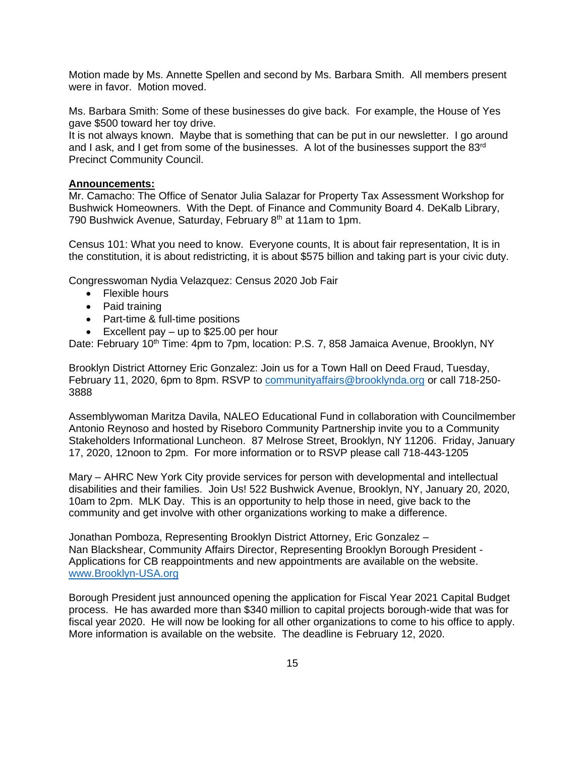Motion made by Ms. Annette Spellen and second by Ms. Barbara Smith. All members present were in favor. Motion moved.

Ms. Barbara Smith: Some of these businesses do give back. For example, the House of Yes gave $500 toward her toy drive.
It is not always known. Maybe that is something that can be put in our newsletter. I go around and I ask, and I get from some of the businesses. A lot of the businesses support the 83rd Precinct Community Council.

**Announcements:**
Mr. Camacho: The Office of Senator Julia Salazar for Property Tax Assessment Workshop for Bushwick Homeowners. With the Dept. of Finance and Community Board 4. DeKalb Library, 790 Bushwick Avenue, Saturday, February 8th at 11am to 1pm.

Census 101: What you need to know. Everyone counts, It is about fair representation, It is in the constitution, it is about redistricting, it is about $575 billion and taking part is your civic duty.

Congresswoman Nydia Velazquez: Census 2020 Job Fair

- Flexible hours
- Paid training
- Part-time & full-time positions
- Excellent pay – up to $25.00 per hour

Date: February 10th Time: 4pm to 7pm, location: P.S. 7, 858 Jamaica Avenue, Brooklyn, NY

Brooklyn District Attorney Eric Gonzalez: Join us for a Town Hall on Deed Fraud, Tuesday, February 11, 2020, 6pm to 8pm. RSVP to communityaffairs@brooklynda.org or call 718-250-3888

Assemblywoman Maritza Davila, NALEO Educational Fund in collaboration with Councilmember Antonio Reynoso and hosted by Riseboro Community Partnership invite you to a Community Stakeholders Informational Luncheon. 87 Melrose Street, Brooklyn, NY 11206. Friday, January 17, 2020, 12noon to 2pm. For more information or to RSVP please call 718-443-1205

Mary – AHRC New York City provide services for person with developmental and intellectual disabilities and their families. Join Us! 522 Bushwick Avenue, Brooklyn, NY, January 20, 2020, 10am to 2pm. MLK Day. This is an opportunity to help those in need, give back to the community and get involve with other organizations working to make a difference.

Jonathan Pomboza, Representing Brooklyn District Attorney, Eric Gonzalez –
Nan Blackshear, Community Affairs Director, Representing Brooklyn Borough President - Applications for CB reappointments and new appointments are available on the website. www.Brooklyn-USA.org

Borough President just announced opening the application for Fiscal Year 2021 Capital Budget process. He has awarded more than $340 million to capital projects borough-wide that was for fiscal year 2020. He will now be looking for all other organizations to come to his office to apply. More information is available on the website. The deadline is February 12, 2020.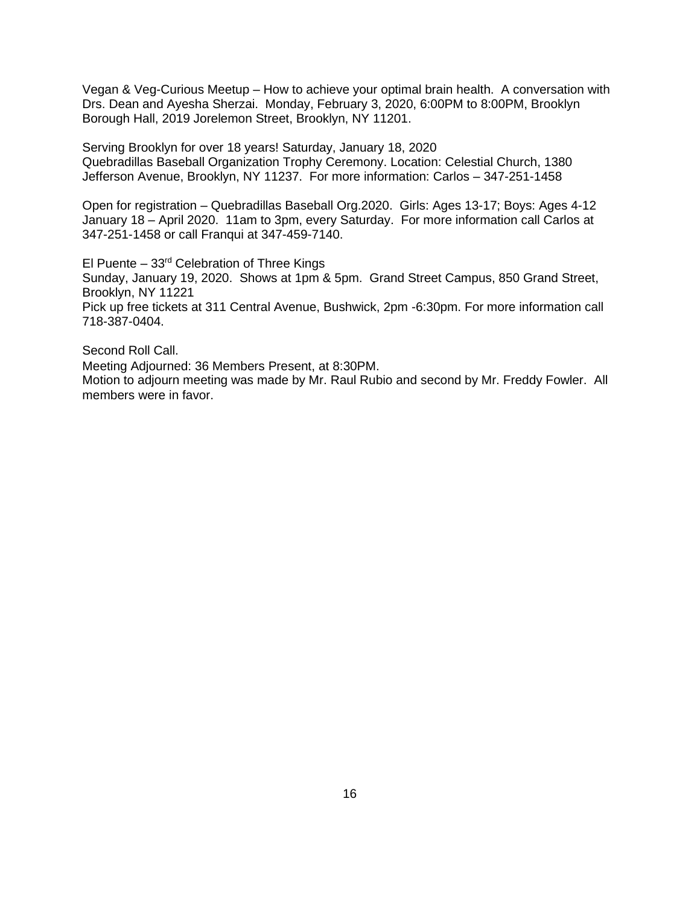Vegan & Veg-Curious Meetup – How to achieve your optimal brain health. A conversation with Drs. Dean and Ayesha Sherzai. Monday, February 3, 2020, 6:00PM to 8:00PM, Brooklyn Borough Hall, 2019 Jorelemon Street, Brooklyn, NY 11201.

Serving Brooklyn for over 18 years! Saturday, January 18, 2020
Quebradillas Baseball Organization Trophy Ceremony. Location: Celestial Church, 1380 Jefferson Avenue, Brooklyn, NY 11237. For more information: Carlos – 347-251-1458

Open for registration – Quebradillas Baseball Org.2020. Girls: Ages 13-17; Boys: Ages 4-12
January 18 – April 2020. 11am to 3pm, every Saturday. For more information call Carlos at 347-251-1458 or call Franqui at 347-459-7140.

El Puente – 33rd Celebration of Three Kings
Sunday, January 19, 2020. Shows at 1pm & 5pm. Grand Street Campus, 850 Grand Street, Brooklyn, NY 11221
Pick up free tickets at 311 Central Avenue, Bushwick, 2pm -6:30pm. For more information call 718-387-0404.

Second Roll Call.
Meeting Adjourned: 36 Members Present, at 8:30PM.
Motion to adjourn meeting was made by Mr. Raul Rubio and second by Mr. Freddy Fowler. All members were in favor.